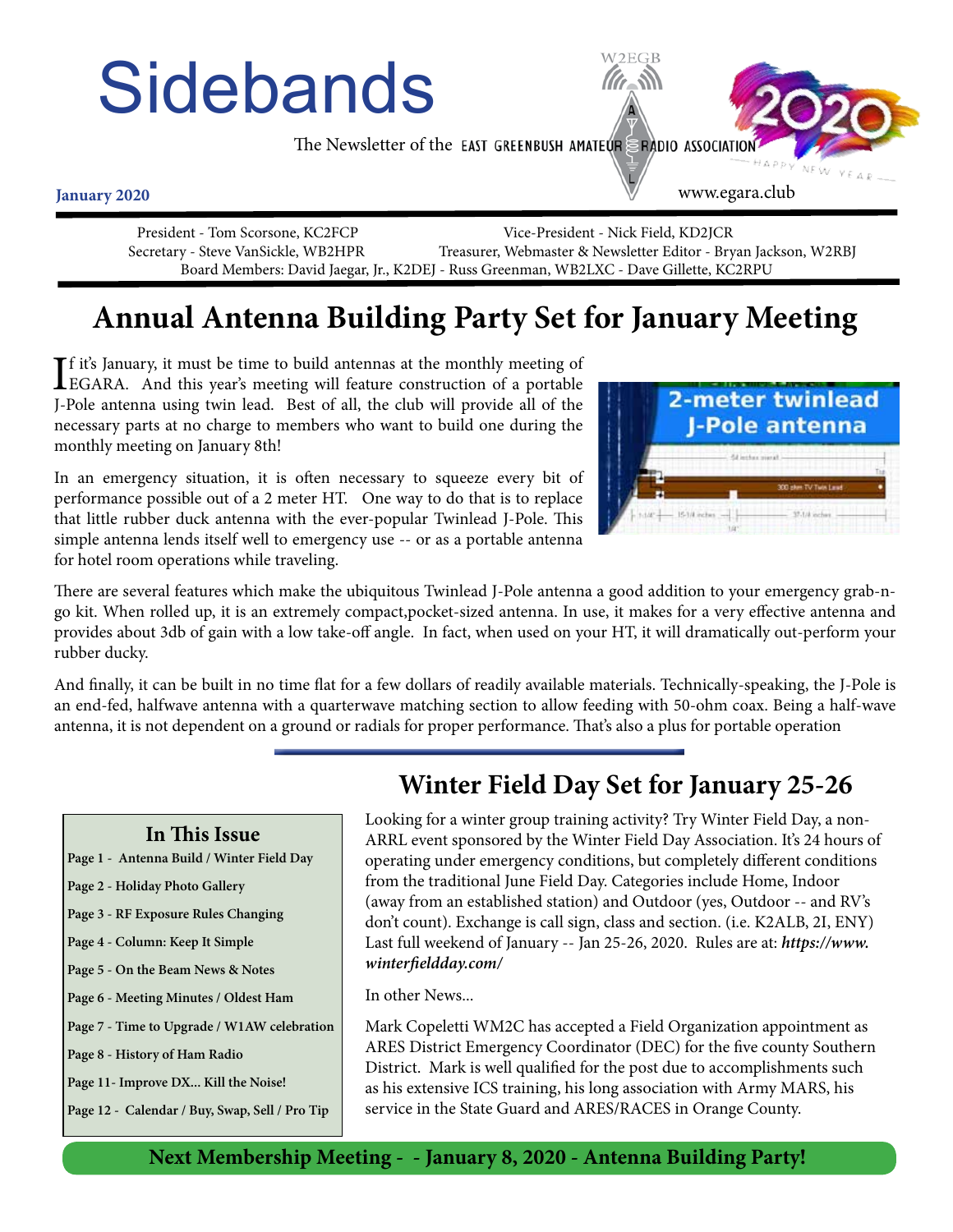# Sidebands

The Newsletter of the EAST GREENBUSH AMATEUR RADIO ASSOCIATION

W2EGB

**January 2020**

www.egara.club

President - Tom Scorsone, KC2FCP — Vice-President - Nick Field, KD2JCR
Secretary - Steve VanSickle, WB2HPR — Treasurer, Webmaster & Newsletter Editor - Bryan Jackson, W2RBJ
Board Members: David Jaegar, Jr., K2DEJ - Russ Greenman, WB2LXC - Dave Gillette, KC2RPU

## Annual Antenna Building Party Set for January Meeting

If it's January, it must be time to build antennas at the monthly meeting of EGARA. And this year's meeting will feature construction of a portable J-Pole antenna using twin lead. Best of all, the club will provide all of the necessary parts at no charge to members who want to build one during the monthly meeting on January 8th!

In an emergency situation, it is often necessary to squeeze every bit of performance possible out of a 2 meter HT. One way to do that is to replace that little rubber duck antenna with the ever-popular Twinlead J-Pole. This simple antenna lends itself well to emergency use -- or as a portable antenna for hotel room operations while traveling.

There are several features which make the ubiquitous Twinlead J-Pole antenna a good addition to your emergency grab-n-go kit. When rolled up, it is an extremely compact,pocket-sized antenna. In use, it makes for a very effective antenna and provides about 3db of gain with a low take-off angle. In fact, when used on your HT, it will dramatically out-perform your rubber ducky.

And finally, it can be built in no time flat for a few dollars of readily available materials. Technically-speaking, the J-Pole is an end-fed, halfwave antenna with a quarterwave matching section to allow feeding with 50-ohm coax. Being a half-wave antenna, it is not dependent on a ground or radials for proper performance. That's also a plus for portable operation

### In This Issue

- Page 1 - Antenna Build / Winter Field Day
- Page 2 - Holiday Photo Gallery
- Page 3 - RF Exposure Rules Changing
- Page 4 - Column: Keep It Simple
- Page 5 - On the Beam News & Notes
- Page 6 - Meeting Minutes / Oldest Ham
- Page 7 - Time to Upgrade / W1AW celebration
- Page 8 - History of Ham Radio
- Page 11- Improve DX... Kill the Noise!
- Page 12 - Calendar / Buy, Swap, Sell / Pro Tip

## Winter Field Day Set for January 25-26

Looking for a winter group training activity? Try Winter Field Day, a non-ARRL event sponsored by the Winter Field Day Association. It's 24 hours of operating under emergency conditions, but completely different conditions from the traditional June Field Day. Categories include Home, Indoor (away from an established station) and Outdoor (yes, Outdoor -- and RV's don't count). Exchange is call sign, class and section. (i.e. K2ALB, 2I, ENY) Last full weekend of January -- Jan 25-26, 2020. Rules are at: ***https://www.winterfieldday.com/***

In other News...

Mark Copeletti WM2C has accepted a Field Organization appointment as ARES District Emergency Coordinator (DEC) for the five county Southern District. Mark is well qualified for the post due to accomplishments such as his extensive ICS training, his long association with Army MARS, his service in the State Guard and ARES/RACES in Orange County.

**Next Membership Meeting - - January 8, 2020 - Antenna Building Party!**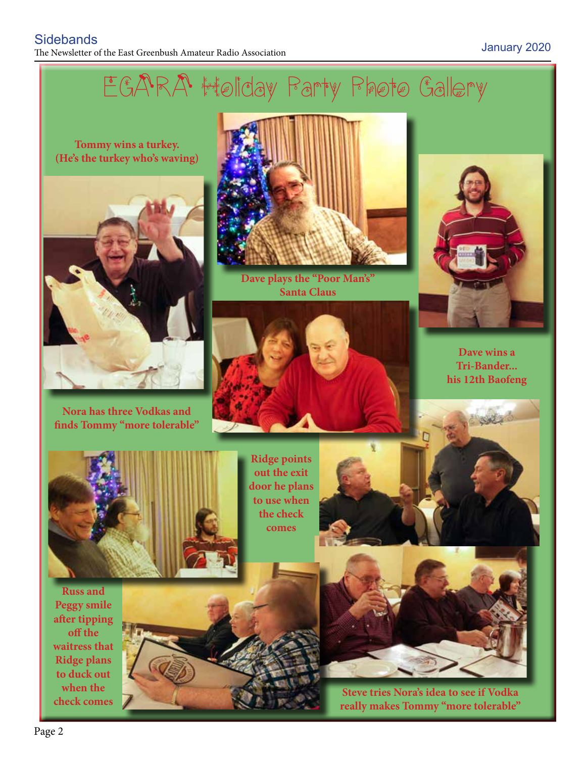# EGARA Holiday Party Photo Gallery

**Tommy wins a turkey. (He's the turkey who's waving)**

**Dave plays the "Poor Man's" Santa Claus**

**Dave wins a Tri-Bander... his 12th Baofeng**

**Nora has three Vodkas and finds Tommy "more tolerable"**

**Ridge points out the exit door he plans to use when the check comes**

**Russ and Peggy smile after tipping off the waitress that Ridge plans to duck out when the check comes**

**Steve tries Nora's idea to see if Vodka really makes Tommy "more tolerable"**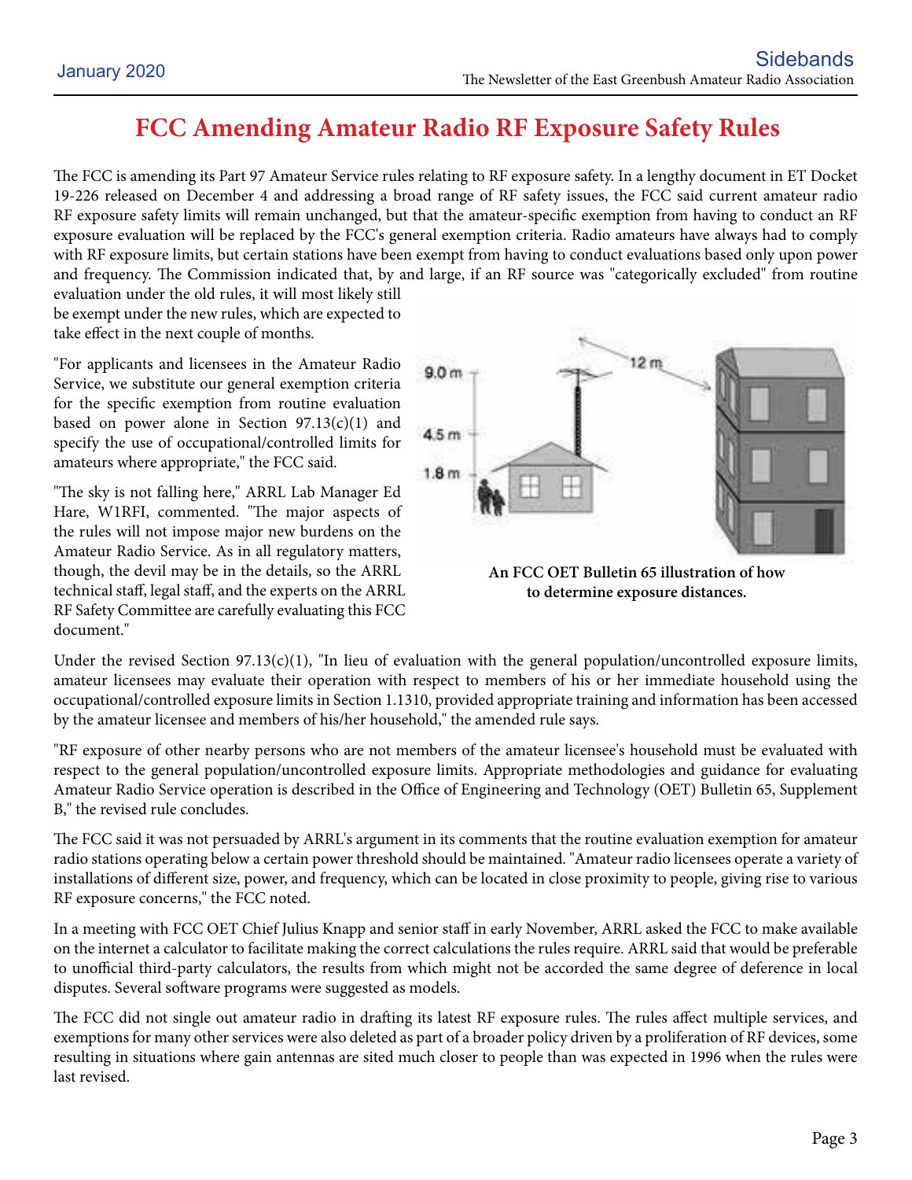# FCC Amending Amateur Radio RF Exposure Safety Rules

The FCC is amending its Part 97 Amateur Service rules relating to RF exposure safety. In a lengthy document in ET Docket 19-226 released on December 4 and addressing a broad range of RF safety issues, the FCC said current amateur radio RF exposure safety limits will remain unchanged, but that the amateur-specific exemption from having to conduct an RF exposure evaluation will be replaced by the FCC's general exemption criteria. Radio amateurs have always had to comply with RF exposure limits, but certain stations have been exempt from having to conduct evaluations based only upon power and frequency. The Commission indicated that, by and large, if an RF source was "categorically excluded" from routine evaluation under the old rules, it will most likely still be exempt under the new rules, which are expected to take effect in the next couple of months.

"For applicants and licensees in the Amateur Radio Service, we substitute our general exemption criteria for the specific exemption from routine evaluation based on power alone in Section 97.13(c)(1) and specify the use of occupational/controlled limits for amateurs where appropriate," the FCC said.

"The sky is not falling here," ARRL Lab Manager Ed Hare, W1RFI, commented. "The major aspects of the rules will not impose major new burdens on the Amateur Radio Service. As in all regulatory matters, though, the devil may be in the details, so the ARRL technical staff, legal staff, and the experts on the ARRL RF Safety Committee are carefully evaluating this FCC document."

**An FCC OET Bulletin 65 illustration of how to determine exposure distances.**

Under the revised Section 97.13(c)(1), "In lieu of evaluation with the general population/uncontrolled exposure limits, amateur licensees may evaluate their operation with respect to members of his or her immediate household using the occupational/controlled exposure limits in Section 1.1310, provided appropriate training and information has been accessed by the amateur licensee and members of his/her household," the amended rule says.

"RF exposure of other nearby persons who are not members of the amateur licensee's household must be evaluated with respect to the general population/uncontrolled exposure limits. Appropriate methodologies and guidance for evaluating Amateur Radio Service operation is described in the Office of Engineering and Technology (OET) Bulletin 65, Supplement B," the revised rule concludes.

The FCC said it was not persuaded by ARRL's argument in its comments that the routine evaluation exemption for amateur radio stations operating below a certain power threshold should be maintained. "Amateur radio licensees operate a variety of installations of different size, power, and frequency, which can be located in close proximity to people, giving rise to various RF exposure concerns," the FCC noted.

In a meeting with FCC OET Chief Julius Knapp and senior staff in early November, ARRL asked the FCC to make available on the internet a calculator to facilitate making the correct calculations the rules require. ARRL said that would be preferable to unofficial third-party calculators, the results from which might not be accorded the same degree of deference in local disputes. Several software programs were suggested as models.

The FCC did not single out amateur radio in drafting its latest RF exposure rules. The rules affect multiple services, and exemptions for many other services were also deleted as part of a broader policy driven by a proliferation of RF devices, some resulting in situations where gain antennas are sited much closer to people than was expected in 1996 when the rules were last revised.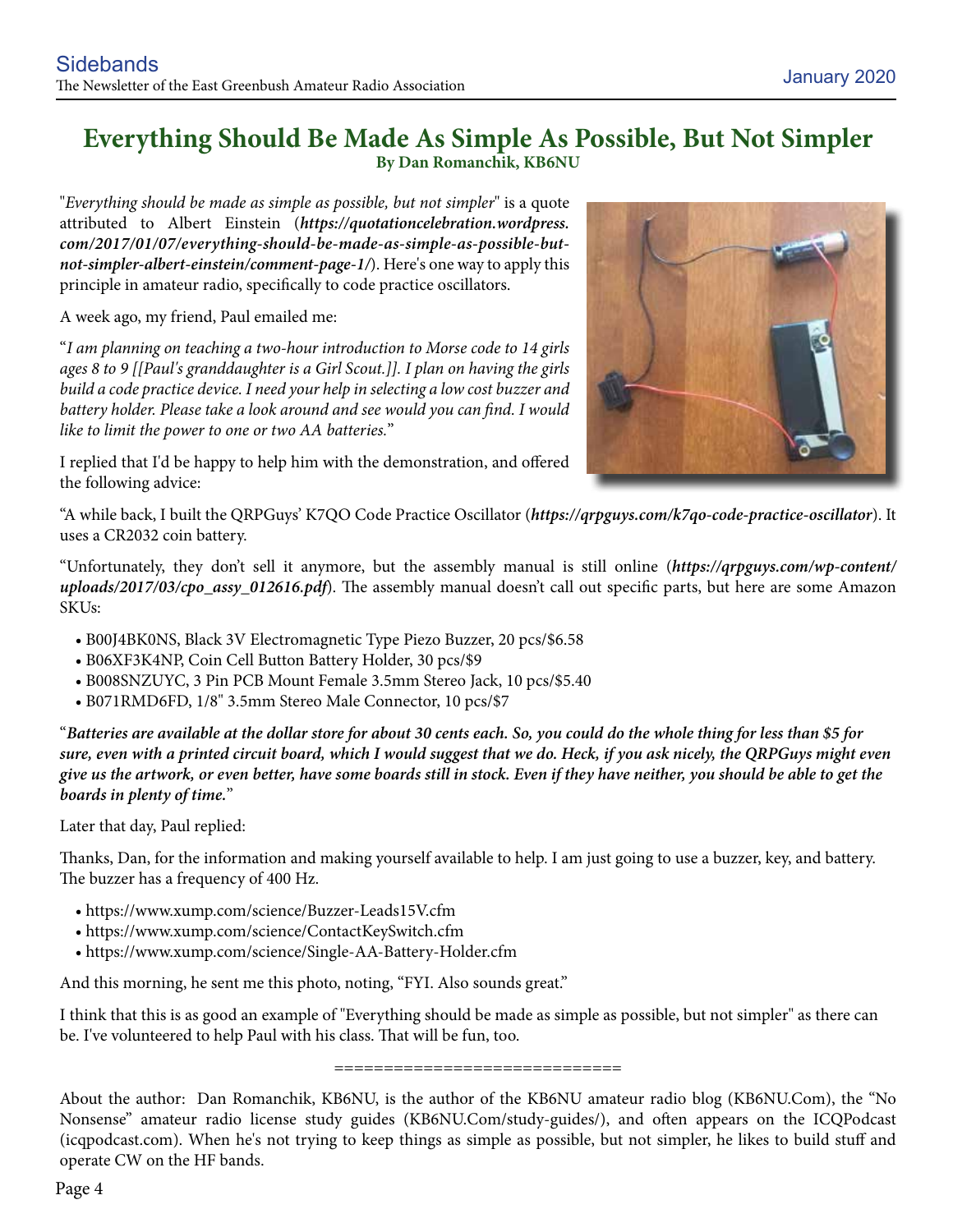# Everything Should Be Made As Simple As Possible, But Not Simpler

**By Dan Romanchik, KB6NU**

"*Everything should be made as simple as possible, but not simpler*" is a quote attributed to Albert Einstein (***https://quotationcelebration.wordpress.com/2017/01/07/everything-should-be-made-as-simple-as-possible-but-not-simpler-albert-einstein/comment-page-1/***). Here's one way to apply this principle in amateur radio, specifically to code practice oscillators.

A week ago, my friend, Paul emailed me:

"*I am planning on teaching a two-hour introduction to Morse code to 14 girls ages 8 to 9 [[Paul's granddaughter is a Girl Scout.]]. I plan on having the girls build a code practice device. I need your help in selecting a low cost buzzer and battery holder. Please take a look around and see would you can find. I would like to limit the power to one or two AA batteries.*"

I replied that I'd be happy to help him with the demonstration, and offered the following advice:

"A while back, I built the QRPGuys' K7QO Code Practice Oscillator (***https://qrpguys.com/k7qo-code-practice-oscillator***). It uses a CR2032 coin battery.

"Unfortunately, they don't sell it anymore, but the assembly manual is still online (***https://qrpguys.com/wp-content/uploads/2017/03/cpo_assy_012616.pdf***). The assembly manual doesn't call out specific parts, but here are some Amazon SKUs:

- B00J4BK0NS, Black 3V Electromagnetic Type Piezo Buzzer, 20 pcs/$6.58
- B06XF3K4NP, Coin Cell Button Battery Holder, 30 pcs/$9
- B008SNZUYC, 3 Pin PCB Mount Female 3.5mm Stereo Jack, 10 pcs/$5.40
- B071RMD6FD, 1/8" 3.5mm Stereo Male Connector, 10 pcs/$7

"***Batteries are available at the dollar store for about 30 cents each. So, you could do the whole thing for less than $5 for sure, even with a printed circuit board, which I would suggest that we do. Heck, if you ask nicely, the QRPGuys might even give us the artwork, or even better, have some boards still in stock. Even if they have neither, you should be able to get the boards in plenty of time.***"

Later that day, Paul replied:

Thanks, Dan, for the information and making yourself available to help. I am just going to use a buzzer, key, and battery. The buzzer has a frequency of 400 Hz.

- https://www.xump.com/science/Buzzer-Leads15V.cfm
- https://www.xump.com/science/ContactKeySwitch.cfm
- https://www.xump.com/science/Single-AA-Battery-Holder.cfm

And this morning, he sent me this photo, noting, "FYI. Also sounds great."

I think that this is as good an example of "Everything should be made as simple as possible, but not simpler" as there can be. I've volunteered to help Paul with his class. That will be fun, too.

=============================

About the author: Dan Romanchik, KB6NU, is the author of the KB6NU amateur radio blog (KB6NU.Com), the "No Nonsense" amateur radio license study guides (KB6NU.Com/study-guides/), and often appears on the ICQPodcast (icqpodcast.com). When he's not trying to keep things as simple as possible, but not simpler, he likes to build stuff and operate CW on the HF bands.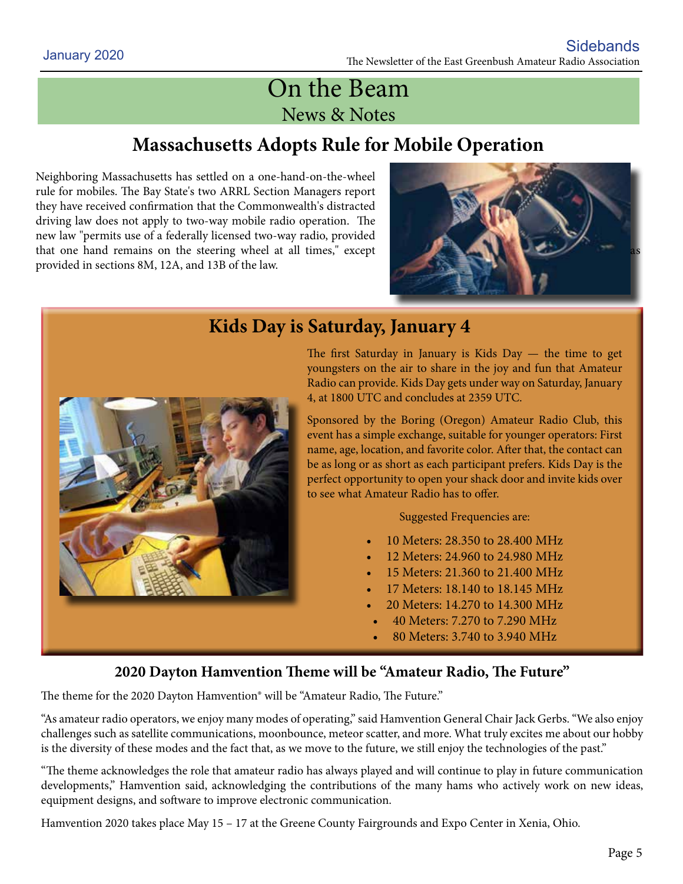# On the Beam

## News & Notes

## Massachusetts Adopts Rule for Mobile Operation

Neighboring Massachusetts has settled on a one-hand-on-the-wheel rule for mobiles. The Bay State's two ARRL Section Managers report they have received confirmation that the Commonwealth's distracted driving law does not apply to two-way mobile radio operation. The new law "permits use of a federally licensed two-way radio, provided that one hand remains on the steering wheel at all times," except as provided in sections 8M, 12A, and 13B of the law.

## Kids Day is Saturday, January 4

The first Saturday in January is Kids Day — the time to get youngsters on the air to share in the joy and fun that Amateur Radio can provide. Kids Day gets under way on Saturday, January 4, at 1800 UTC and concludes at 2359 UTC.

Sponsored by the Boring (Oregon) Amateur Radio Club, this event has a simple exchange, suitable for younger operators: First name, age, location, and favorite color. After that, the contact can be as long or as short as each participant prefers. Kids Day is the perfect opportunity to open your shack door and invite kids over to see what Amateur Radio has to offer.

Suggested Frequencies are:

- 10 Meters: 28.350 to 28.400 MHz
- 12 Meters: 24.960 to 24.980 MHz
- 15 Meters: 21.360 to 21.400 MHz
- 17 Meters: 18.140 to 18.145 MHz
- 20 Meters: 14.270 to 14.300 MHz
- 40 Meters: 7.270 to 7.290 MHz
- 80 Meters: 3.740 to 3.940 MHz

### 2020 Dayton Hamvention Theme will be "Amateur Radio, The Future"

The theme for the 2020 Dayton Hamvention® will be "Amateur Radio, The Future."

"As amateur radio operators, we enjoy many modes of operating," said Hamvention General Chair Jack Gerbs. "We also enjoy challenges such as satellite communications, moonbounce, meteor scatter, and more. What truly excites me about our hobby is the diversity of these modes and the fact that, as we move to the future, we still enjoy the technologies of the past."

"The theme acknowledges the role that amateur radio has always played and will continue to play in future communication developments," Hamvention said, acknowledging the contributions of the many hams who actively work on new ideas, equipment designs, and software to improve electronic communication.

Hamvention 2020 takes place May 15 – 17 at the Greene County Fairgrounds and Expo Center in Xenia, Ohio.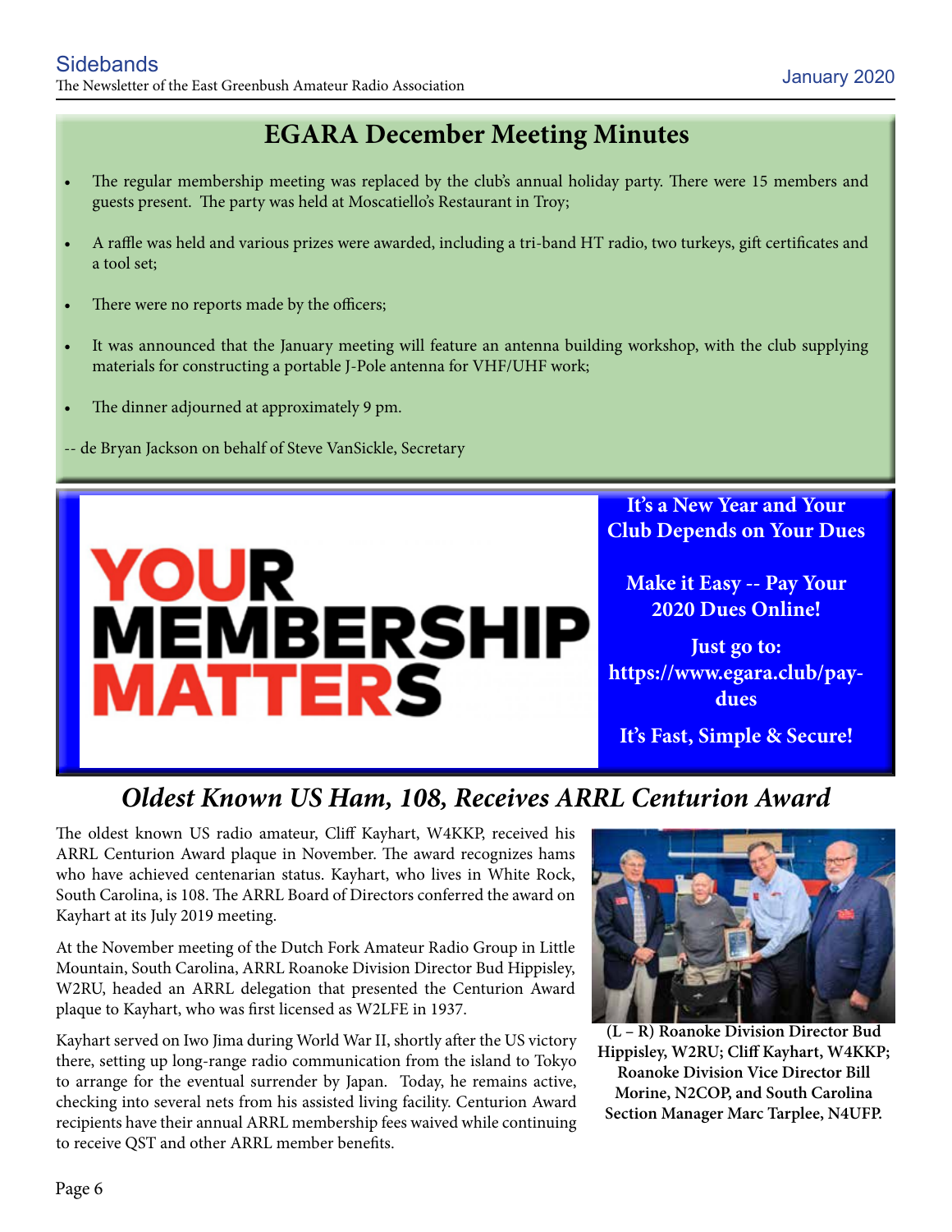# EGARA December Meeting Minutes

- The regular membership meeting was replaced by the club's annual holiday party. There were 15 members and guests present. The party was held at Moscatiello's Restaurant in Troy;
- A raffle was held and various prizes were awarded, including a tri-band HT radio, two turkeys, gift certificates and a tool set;
- There were no reports made by the officers;
- It was announced that the January meeting will feature an antenna building workshop, with the club supplying materials for constructing a portable J-Pole antenna for VHF/UHF work;
- The dinner adjourned at approximately 9 pm.

-- de Bryan Jackson on behalf of Steve VanSickle, Secretary

YOUR MEMBERSHIP MATTERS

**It's a New Year and Your Club Depends on Your Dues**

**Make it Easy -- Pay Your 2020 Dues Online!**

**Just go to: https://www.egara.club/pay-dues**

**It's Fast, Simple & Secure!**

## *Oldest Known US Ham, 108, Receives ARRL Centurion Award*

The oldest known US radio amateur, Cliff Kayhart, W4KKP, received his ARRL Centurion Award plaque in November. The award recognizes hams who have achieved centenarian status. Kayhart, who lives in White Rock, South Carolina, is 108. The ARRL Board of Directors conferred the award on Kayhart at its July 2019 meeting.

At the November meeting of the Dutch Fork Amateur Radio Group in Little Mountain, South Carolina, ARRL Roanoke Division Director Bud Hippisley, W2RU, headed an ARRL delegation that presented the Centurion Award plaque to Kayhart, who was first licensed as W2LFE in 1937.

Kayhart served on Iwo Jima during World War II, shortly after the US victory there, setting up long-range radio communication from the island to Tokyo to arrange for the eventual surrender by Japan. Today, he remains active, checking into several nets from his assisted living facility. Centurion Award recipients have their annual ARRL membership fees waived while continuing to receive QST and other ARRL member benefits.

**(L – R) Roanoke Division Director Bud Hippisley, W2RU; Cliff Kayhart, W4KKP; Roanoke Division Vice Director Bill Morine, N2COP, and South Carolina Section Manager Marc Tarplee, N4UFP.**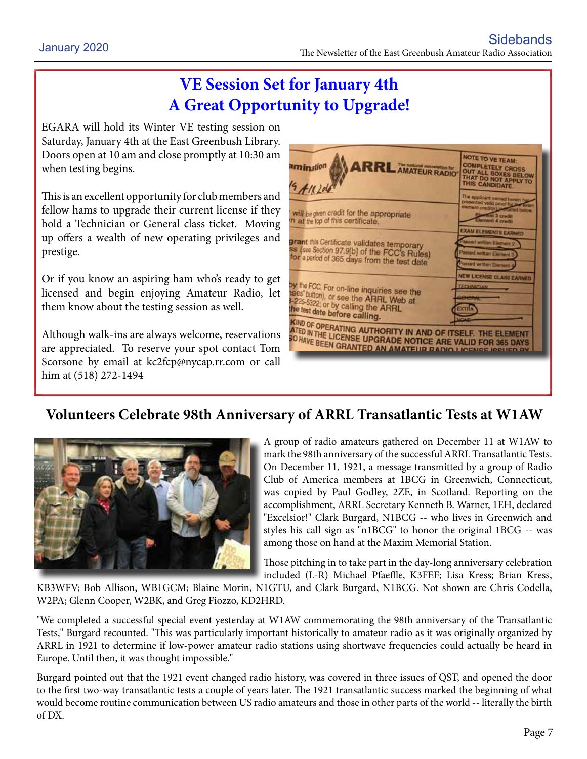# VE Session Set for January 4th
# A Great Opportunity to Upgrade!

EGARA will hold its Winter VE testing session on Saturday, January 4th at the East Greenbush Library. Doors open at 10 am and close promptly at 10:30 am when testing begins.

This is an excellent opportunity for club members and fellow hams to upgrade their current license if they hold a Technician or General class ticket. Moving up offers a wealth of new operating privileges and prestige.

Or if you know an aspiring ham who's ready to get licensed and begin enjoying Amateur Radio, let them know about the testing session as well.

Although walk-ins are always welcome, reservations are appreciated. To reserve your spot contact Tom Scorsone by email at kc2fcp@nycap.rr.com or call him at (518) 272-1494

## Volunteers Celebrate 98th Anniversary of ARRL Transatlantic Tests at W1AW

A group of radio amateurs gathered on December 11 at W1AW to mark the 98th anniversary of the successful ARRL Transatlantic Tests. On December 11, 1921, a message transmitted by a group of Radio Club of America members at 1BCG in Greenwich, Connecticut, was copied by Paul Godley, 2ZE, in Scotland. Reporting on the accomplishment, ARRL Secretary Kenneth B. Warner, 1EH, declared "Excelsior!" Clark Burgard, N1BCG -- who lives in Greenwich and styles his call sign as "n1BCG" to honor the original 1BCG -- was among those on hand at the Maxim Memorial Station.

Those pitching in to take part in the day-long anniversary celebration included (L-R) Michael Pfaeffle, K3FEF; Lisa Kress; Brian Kress, KB3WFV; Bob Allison, WB1GCM; Blaine Morin, N1GTU, and Clark Burgard, N1BCG. Not shown are Chris Codella, W2PA; Glenn Cooper, W2BK, and Greg Fiozzo, KD2HRD.

"We completed a successful special event yesterday at W1AW commemorating the 98th anniversary of the Transatlantic Tests," Burgard recounted. "This was particularly important historically to amateur radio as it was originally organized by ARRL in 1921 to determine if low-power amateur radio stations using shortwave frequencies could actually be heard in Europe. Until then, it was thought impossible."

Burgard pointed out that the 1921 event changed radio history, was covered in three issues of QST, and opened the door to the first two-way transatlantic tests a couple of years later. The 1921 transatlantic success marked the beginning of what would become routine communication between US radio amateurs and those in other parts of the world -- literally the birth of DX.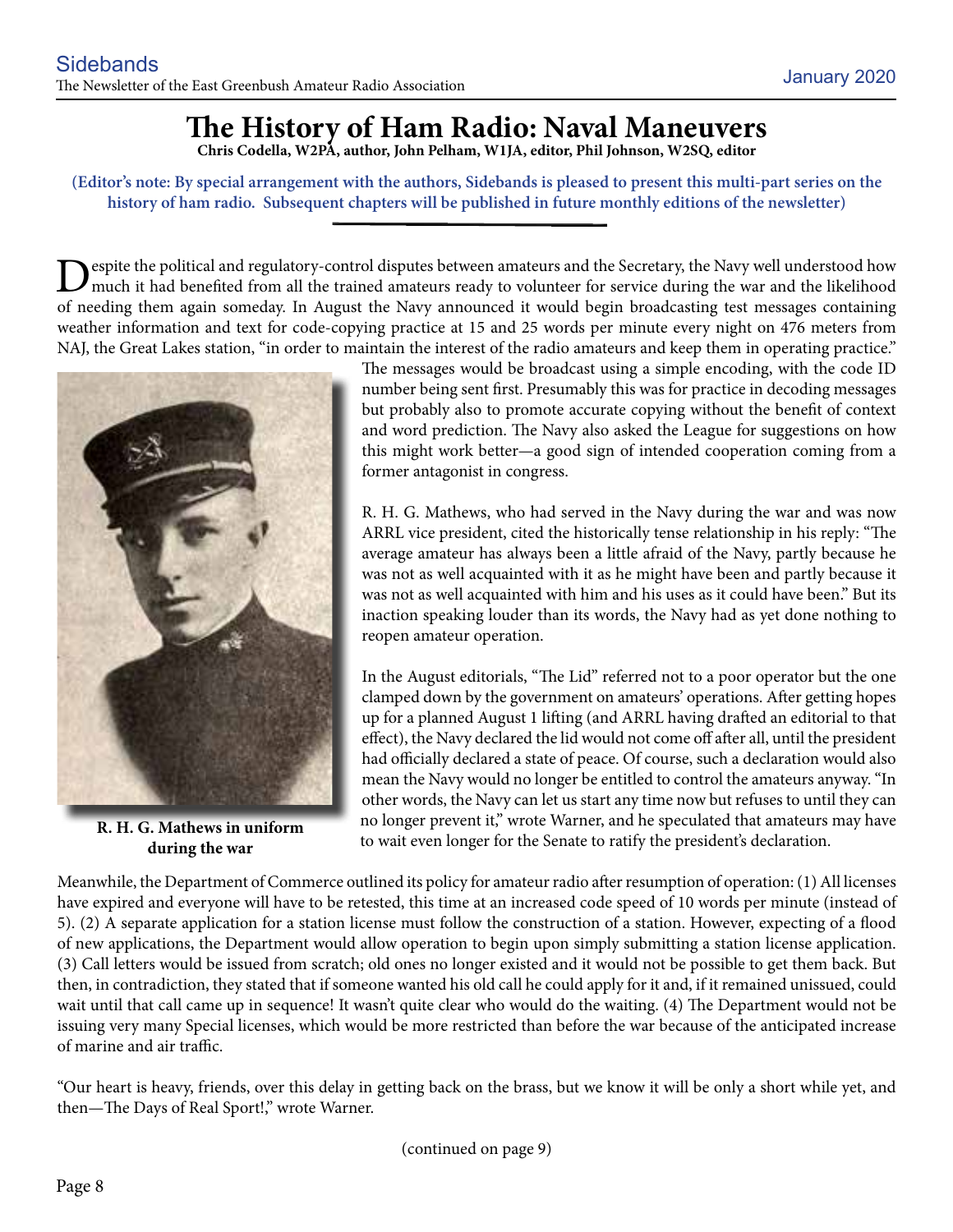# The History of Ham Radio: Naval Maneuvers

**Chris Codella, W2PA, author, John Pelham, W1JA, editor, Phil Johnson, W2SQ, editor**

**(Editor's note: By special arrangement with the authors, Sidebands is pleased to present this multi-part series on the history of ham radio. Subsequent chapters will be published in future monthly editions of the newsletter)**

Despite the political and regulatory-control disputes between amateurs and the Secretary, the Navy well understood how much it had benefited from all the trained amateurs ready to volunteer for service during the war and the likelihood of needing them again someday. In August the Navy announced it would begin broadcasting test messages containing weather information and text for code-copying practice at 15 and 25 words per minute every night on 476 meters from NAJ, the Great Lakes station, "in order to maintain the interest of the radio amateurs and keep them in operating practice." The messages would be broadcast using a simple encoding, with the code ID number being sent first. Presumably this was for practice in decoding messages but probably also to promote accurate copying without the benefit of context and word prediction. The Navy also asked the League for suggestions on how this might work better—a good sign of intended cooperation coming from a former antagonist in congress.

**R. H. G. Mathews in uniform during the war**

R. H. G. Mathews, who had served in the Navy during the war and was now ARRL vice president, cited the historically tense relationship in his reply: "The average amateur has always been a little afraid of the Navy, partly because he was not as well acquainted with it as he might have been and partly because it was not as well acquainted with him and his uses as it could have been." But its inaction speaking louder than its words, the Navy had as yet done nothing to reopen amateur operation.

In the August editorials, "The Lid" referred not to a poor operator but the one clamped down by the government on amateurs' operations. After getting hopes up for a planned August 1 lifting (and ARRL having drafted an editorial to that effect), the Navy declared the lid would not come off after all, until the president had officially declared a state of peace. Of course, such a declaration would also mean the Navy would no longer be entitled to control the amateurs anyway. "In other words, the Navy can let us start any time now but refuses to until they can no longer prevent it," wrote Warner, and he speculated that amateurs may have to wait even longer for the Senate to ratify the president's declaration.

Meanwhile, the Department of Commerce outlined its policy for amateur radio after resumption of operation: (1) All licenses have expired and everyone will have to be retested, this time at an increased code speed of 10 words per minute (instead of 5). (2) A separate application for a station license must follow the construction of a station. However, expecting of a flood of new applications, the Department would allow operation to begin upon simply submitting a station license application. (3) Call letters would be issued from scratch; old ones no longer existed and it would not be possible to get them back. But then, in contradiction, they stated that if someone wanted his old call he could apply for it and, if it remained unissued, could wait until that call came up in sequence! It wasn't quite clear who would do the waiting. (4) The Department would not be issuing very many Special licenses, which would be more restricted than before the war because of the anticipated increase of marine and air traffic.

"Our heart is heavy, friends, over this delay in getting back on the brass, but we know it will be only a short while yet, and then—The Days of Real Sport!," wrote Warner.

(continued on page 9)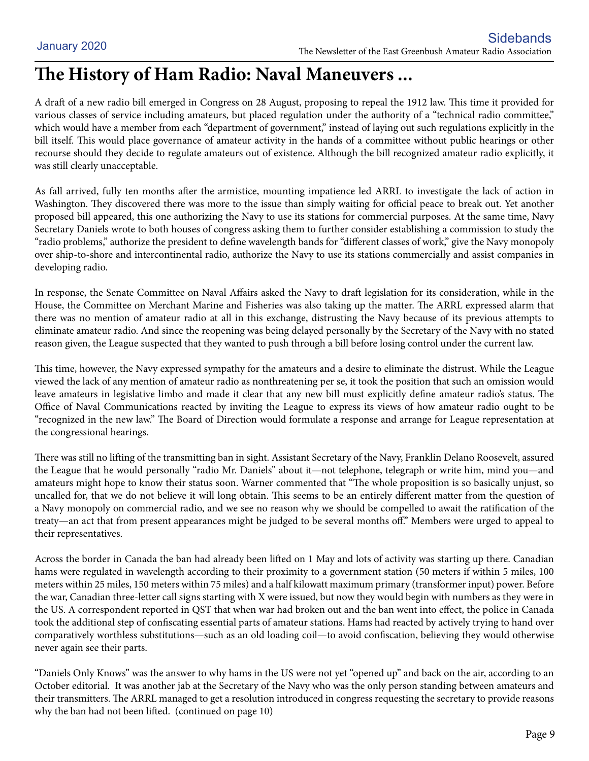# The History of Ham Radio: Naval Maneuvers ...

A draft of a new radio bill emerged in Congress on 28 August, proposing to repeal the 1912 law. This time it provided for various classes of service including amateurs, but placed regulation under the authority of a "technical radio committee," which would have a member from each "department of government," instead of laying out such regulations explicitly in the bill itself. This would place governance of amateur activity in the hands of a committee without public hearings or other recourse should they decide to regulate amateurs out of existence. Although the bill recognized amateur radio explicitly, it was still clearly unacceptable.

As fall arrived, fully ten months after the armistice, mounting impatience led ARRL to investigate the lack of action in Washington. They discovered there was more to the issue than simply waiting for official peace to break out. Yet another proposed bill appeared, this one authorizing the Navy to use its stations for commercial purposes. At the same time, Navy Secretary Daniels wrote to both houses of congress asking them to further consider establishing a commission to study the "radio problems," authorize the president to define wavelength bands for "different classes of work," give the Navy monopoly over ship-to-shore and intercontinental radio, authorize the Navy to use its stations commercially and assist companies in developing radio.

In response, the Senate Committee on Naval Affairs asked the Navy to draft legislation for its consideration, while in the House, the Committee on Merchant Marine and Fisheries was also taking up the matter. The ARRL expressed alarm that there was no mention of amateur radio at all in this exchange, distrusting the Navy because of its previous attempts to eliminate amateur radio. And since the reopening was being delayed personally by the Secretary of the Navy with no stated reason given, the League suspected that they wanted to push through a bill before losing control under the current law.

This time, however, the Navy expressed sympathy for the amateurs and a desire to eliminate the distrust. While the League viewed the lack of any mention of amateur radio as nonthreatening per se, it took the position that such an omission would leave amateurs in legislative limbo and made it clear that any new bill must explicitly define amateur radio's status. The Office of Naval Communications reacted by inviting the League to express its views of how amateur radio ought to be "recognized in the new law." The Board of Direction would formulate a response and arrange for League representation at the congressional hearings.

There was still no lifting of the transmitting ban in sight. Assistant Secretary of the Navy, Franklin Delano Roosevelt, assured the League that he would personally "radio Mr. Daniels" about it—not telephone, telegraph or write him, mind you—and amateurs might hope to know their status soon. Warner commented that "The whole proposition is so basically unjust, so uncalled for, that we do not believe it will long obtain. This seems to be an entirely different matter from the question of a Navy monopoly on commercial radio, and we see no reason why we should be compelled to await the ratification of the treaty—an act that from present appearances might be judged to be several months off." Members were urged to appeal to their representatives.

Across the border in Canada the ban had already been lifted on 1 May and lots of activity was starting up there. Canadian hams were regulated in wavelength according to their proximity to a government station (50 meters if within 5 miles, 100 meters within 25 miles, 150 meters within 75 miles) and a half kilowatt maximum primary (transformer input) power. Before the war, Canadian three-letter call signs starting with X were issued, but now they would begin with numbers as they were in the US. A correspondent reported in QST that when war had broken out and the ban went into effect, the police in Canada took the additional step of confiscating essential parts of amateur stations. Hams had reacted by actively trying to hand over comparatively worthless substitutions—such as an old loading coil—to avoid confiscation, believing they would otherwise never again see their parts.

"Daniels Only Knows" was the answer to why hams in the US were not yet "opened up" and back on the air, according to an October editorial. It was another jab at the Secretary of the Navy who was the only person standing between amateurs and their transmitters. The ARRL managed to get a resolution introduced in congress requesting the secretary to provide reasons why the ban had not been lifted. (continued on page 10)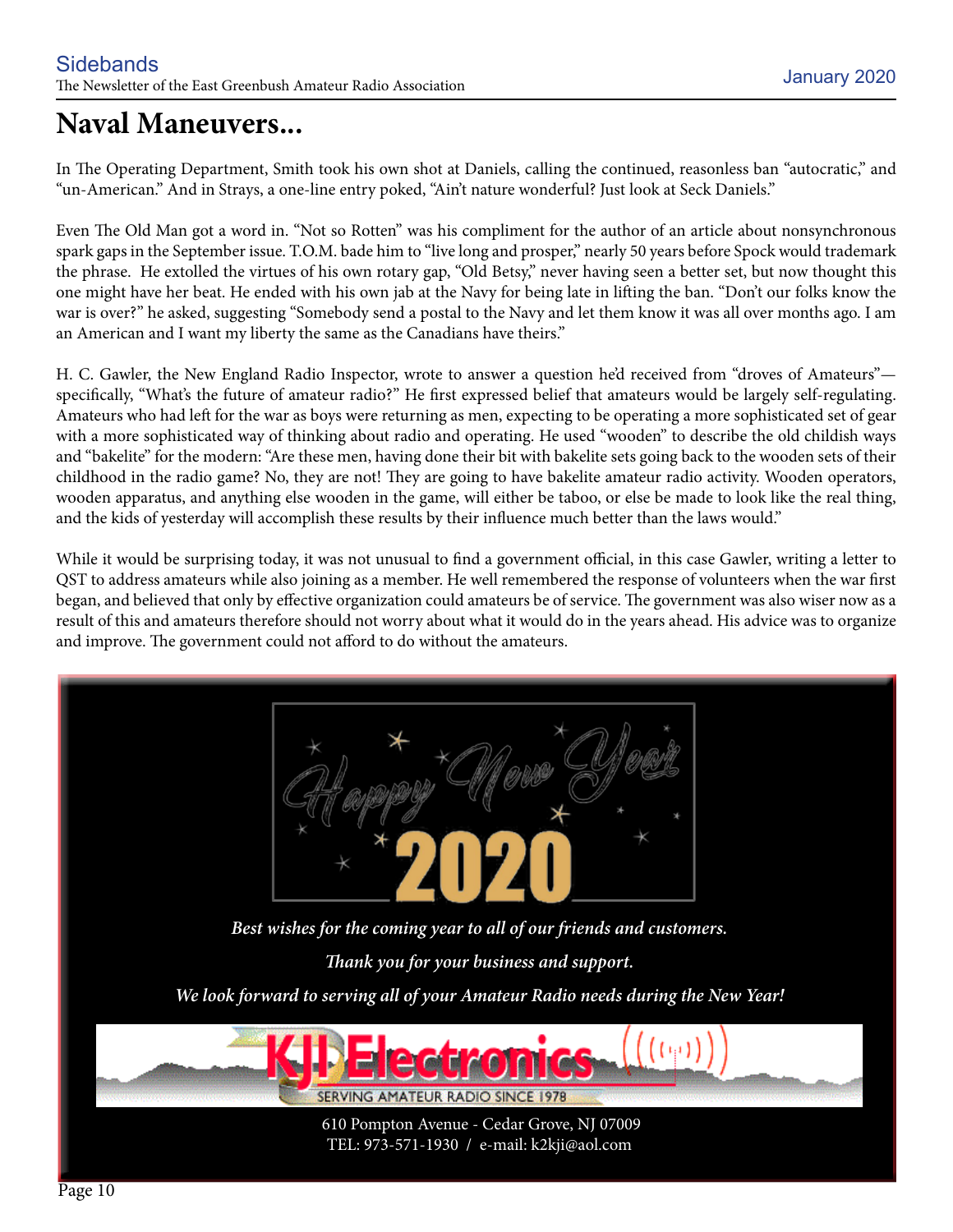# Naval Maneuvers...

In The Operating Department, Smith took his own shot at Daniels, calling the continued, reasonless ban "autocratic," and "un-American." And in Strays, a one-line entry poked, "Ain't nature wonderful? Just look at Seck Daniels."

Even The Old Man got a word in. "Not so Rotten" was his compliment for the author of an article about nonsynchronous spark gaps in the September issue. T.O.M. bade him to "live long and prosper," nearly 50 years before Spock would trademark the phrase. He extolled the virtues of his own rotary gap, "Old Betsy," never having seen a better set, but now thought this one might have her beat. He ended with his own jab at the Navy for being late in lifting the ban. "Don't our folks know the war is over?" he asked, suggesting "Somebody send a postal to the Navy and let them know it was all over months ago. I am an American and I want my liberty the same as the Canadians have theirs."

H. C. Gawler, the New England Radio Inspector, wrote to answer a question he'd received from "droves of Amateurs"—specifically, "What's the future of amateur radio?" He first expressed belief that amateurs would be largely self-regulating. Amateurs who had left for the war as boys were returning as men, expecting to be operating a more sophisticated set of gear with a more sophisticated way of thinking about radio and operating. He used "wooden" to describe the old childish ways and "bakelite" for the modern: "Are these men, having done their bit with bakelite sets going back to the wooden sets of their childhood in the radio game? No, they are not! They are going to have bakelite amateur radio activity. Wooden operators, wooden apparatus, and anything else wooden in the game, will either be taboo, or else be made to look like the real thing, and the kids of yesterday will accomplish these results by their influence much better than the laws would."

While it would be surprising today, it was not unusual to find a government official, in this case Gawler, writing a letter to QST to address amateurs while also joining as a member. He well remembered the response of volunteers when the war first began, and believed that only by effective organization could amateurs be of service. The government was also wiser now as a result of this and amateurs therefore should not worry about what it would do in the years ahead. His advice was to organize and improve. The government could not afford to do without the amateurs.

Happy New Year 2020

*Best wishes for the coming year to all of our friends and customers.*

*Thank you for your business and support.*

*We look forward to serving all of your Amateur Radio needs during the New Year!*

KJI Electronics

SERVING AMATEUR RADIO SINCE 1978

610 Pompton Avenue - Cedar Grove, NJ 07009
TEL: 973-571-1930 / e-mail: k2kji@aol.com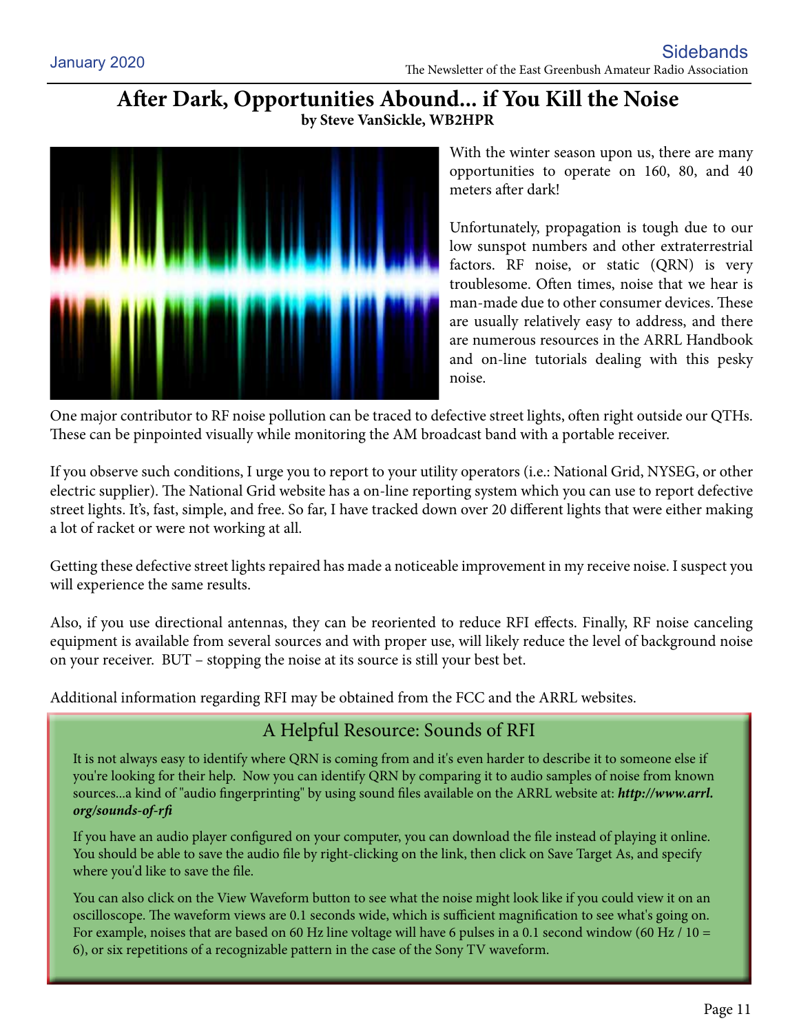# After Dark, Opportunities Abound... if You Kill the Noise

**by Steve VanSickle, WB2HPR**

With the winter season upon us, there are many opportunities to operate on 160, 80, and 40 meters after dark!

Unfortunately, propagation is tough due to our low sunspot numbers and other extraterrestrial factors. RF noise, or static (QRN) is very troublesome. Often times, noise that we hear is man-made due to other consumer devices. These are usually relatively easy to address, and there are numerous resources in the ARRL Handbook and on-line tutorials dealing with this pesky noise.

One major contributor to RF noise pollution can be traced to defective street lights, often right outside our QTHs. These can be pinpointed visually while monitoring the AM broadcast band with a portable receiver.

If you observe such conditions, I urge you to report to your utility operators (i.e.: National Grid, NYSEG, or other electric supplier). The National Grid website has a on-line reporting system which you can use to report defective street lights. It's, fast, simple, and free. So far, I have tracked down over 20 different lights that were either making a lot of racket or were not working at all.

Getting these defective street lights repaired has made a noticeable improvement in my receive noise. I suspect you will experience the same results.

Also, if you use directional antennas, they can be reoriented to reduce RFI effects. Finally, RF noise canceling equipment is available from several sources and with proper use, will likely reduce the level of background noise on your receiver. BUT – stopping the noise at its source is still your best bet.

Additional information regarding RFI may be obtained from the FCC and the ARRL websites.

## A Helpful Resource: Sounds of RFI

It is not always easy to identify where QRN is coming from and it's even harder to describe it to someone else if you're looking for their help. Now you can identify QRN by comparing it to audio samples of noise from known sources...a kind of "audio fingerprinting" by using sound files available on the ARRL website at: ***http://www.arrl.org/sounds-of-rfi***

If you have an audio player configured on your computer, you can download the file instead of playing it online. You should be able to save the audio file by right-clicking on the link, then click on Save Target As, and specify where you'd like to save the file.

You can also click on the View Waveform button to see what the noise might look like if you could view it on an oscilloscope. The waveform views are 0.1 seconds wide, which is sufficient magnification to see what's going on. For example, noises that are based on 60 Hz line voltage will have 6 pulses in a 0.1 second window (60 Hz / 10 = 6), or six repetitions of a recognizable pattern in the case of the Sony TV waveform.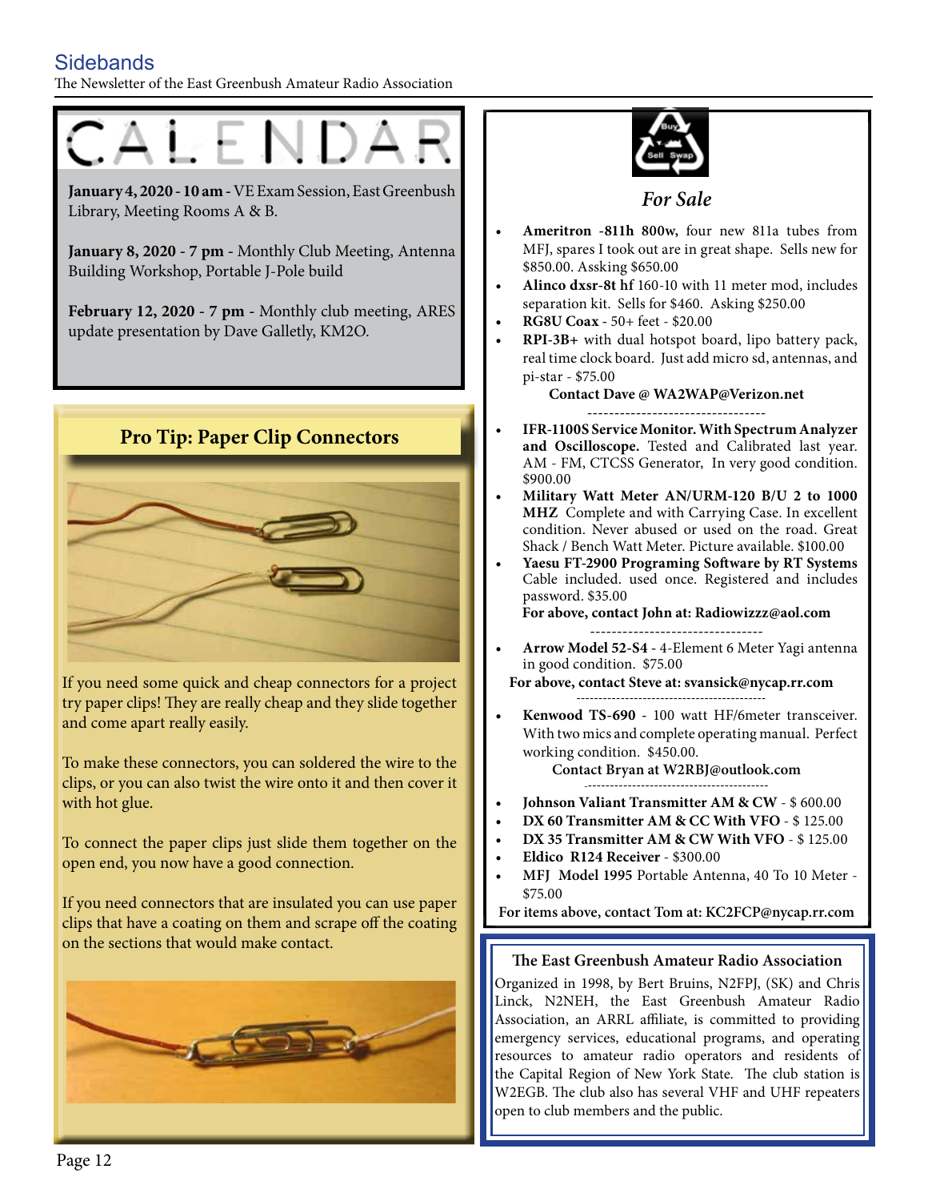# CALENDAR

**January 4, 2020 - 10 am** - VE Exam Session, East Greenbush Library, Meeting Rooms A & B.

**January 8, 2020 - 7 pm** - Monthly Club Meeting, Antenna Building Workshop, Portable J-Pole build

**February 12, 2020 - 7 pm** - Monthly club meeting, ARES update presentation by Dave Galletly, KM2O.

## Pro Tip: Paper Clip Connectors

If you need some quick and cheap connectors for a project try paper clips! They are really cheap and they slide together and come apart really easily.

To make these connectors, you can soldered the wire to the clips, or you can also twist the wire onto it and then cover it with hot glue.

To connect the paper clips just slide them together on the open end, you now have a good connection.

If you need connectors that are insulated you can use paper clips that have a coating on them and scrape off the coating on the sections that would make contact.

## *For Sale*

- **Ameritron -811h 800w,** four new 811a tubes from MFJ, spares I took out are in great shape. Sells new for $850.00. Assking $650.00
- **Alinco dxsr-8t hf** 160-10 with 11 meter mod, includes separation kit. Sells for $460. Asking $250.00
- **RG8U Coax** - 50+ feet - $20.00
- **RPI-3B+** with dual hotspot board, lipo battery pack, real time clock board. Just add micro sd, antennas, and pi-star - $75.00

**Contact Dave @ WA2WAP@Verizon.net**

---

- **IFR-1100S Service Monitor. With Spectrum Analyzer and Oscilloscope.** Tested and Calibrated last year. AM - FM, CTCSS Generator, In very good condition. $900.00
- **Military Watt Meter AN/URM-120 B/U 2 to 1000 MHZ** Complete and with Carrying Case. In excellent condition. Never abused or used on the road. Great Shack / Bench Watt Meter. Picture available. $100.00
- **Yaesu FT-2900 Programing Software by RT Systems** Cable included. used once. Registered and includes password. $35.00

**For above, contact John at: Radiowizzz@aol.com**

---

- **Arrow Model 52-S4** - 4-Element 6 Meter Yagi antenna in good condition. $75.00

**For above, contact Steve at: svansick@nycap.rr.com**

---

- **Kenwood TS-690** - 100 watt HF/6meter transceiver. With two mics and complete operating manual. Perfect working condition. $450.00.

**Contact Bryan at W2RBJ@outlook.com**

---

- **Johnson Valiant Transmitter AM & CW** - $ 600.00
- **DX 60 Transmitter AM & CC With VFO** - $ 125.00
- **DX 35 Transmitter AM & CW With VFO** - $ 125.00
- **Eldico R124 Receiver** - $300.00
- **MFJ Model 1995** Portable Antenna, 40 To 10 Meter - $75.00

**For items above, contact Tom at: KC2FCP@nycap.rr.com**

### The East Greenbush Amateur Radio Association

Organized in 1998, by Bert Bruins, N2FPJ, (SK) and Chris Linck, N2NEH, the East Greenbush Amateur Radio Association, an ARRL affiliate, is committed to providing emergency services, educational programs, and operating resources to amateur radio operators and residents of the Capital Region of New York State. The club station is W2EGB. The club also has several VHF and UHF repeaters open to club members and the public.